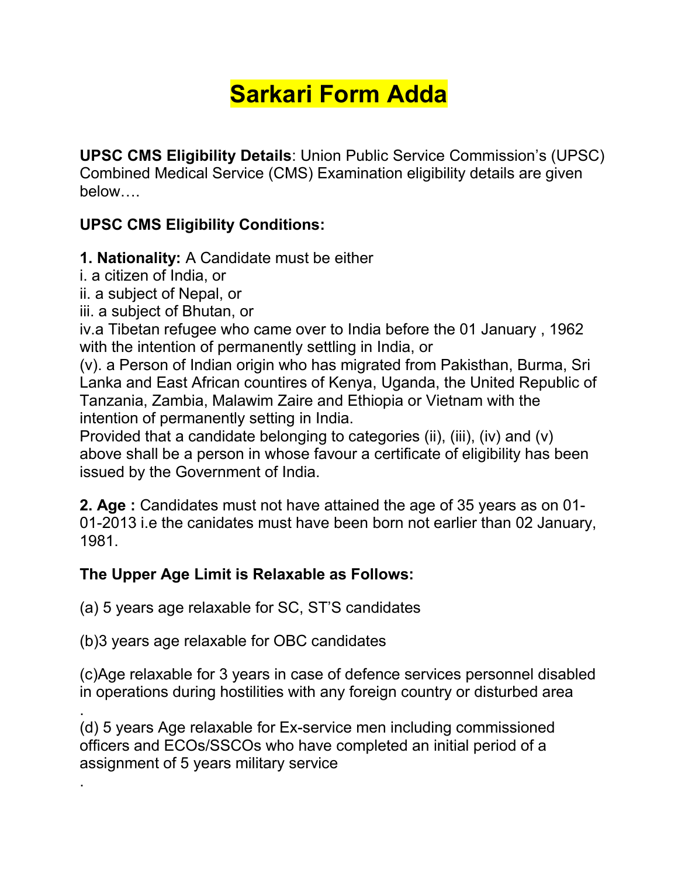# Sarkari Form Adda

**UPSC CMS Eligibility Details**: Union Public Service Commission's (UPSC) Combined Medical Service (CMS) Examination eligibility details are given below….

**UPSC CMS Eligibility Conditions:**

**1. Nationality:** A Candidate must be either
i. a citizen of India, or
ii. a subject of Nepal, or
iii. a subject of Bhutan, or
iv.a Tibetan refugee who came over to India before the 01 January , 1962 with the intention of permanently settling in India, or
(v). a Person of Indian origin who has migrated from Pakisthan, Burma, Sri Lanka and East African countires of Kenya, Uganda, the United Republic of Tanzania, Zambia, Malawim Zaire and Ethiopia or Vietnam with the intention of permanently setting in India.
Provided that a candidate belonging to categories (ii), (iii), (iv) and (v) above shall be a person in whose favour a certificate of eligibility has been issued by the Government of India.

**2. Age :** Candidates must not have attained the age of 35 years as on 01-01-2013 i.e the canidates must have been born not earlier than 02 January, 1981.

**The Upper Age Limit is Relaxable as Follows:**

(a) 5 years age relaxable for SC, ST'S candidates

(b)3 years age relaxable for OBC candidates

(c)Age relaxable for 3 years in case of defence services personnel disabled in operations during hostilities with any foreign country or disturbed area
.

(d) 5 years Age relaxable for Ex-service men including commissioned officers and ECOs/SSCOs who have completed an initial period of a assignment of 5 years military service
.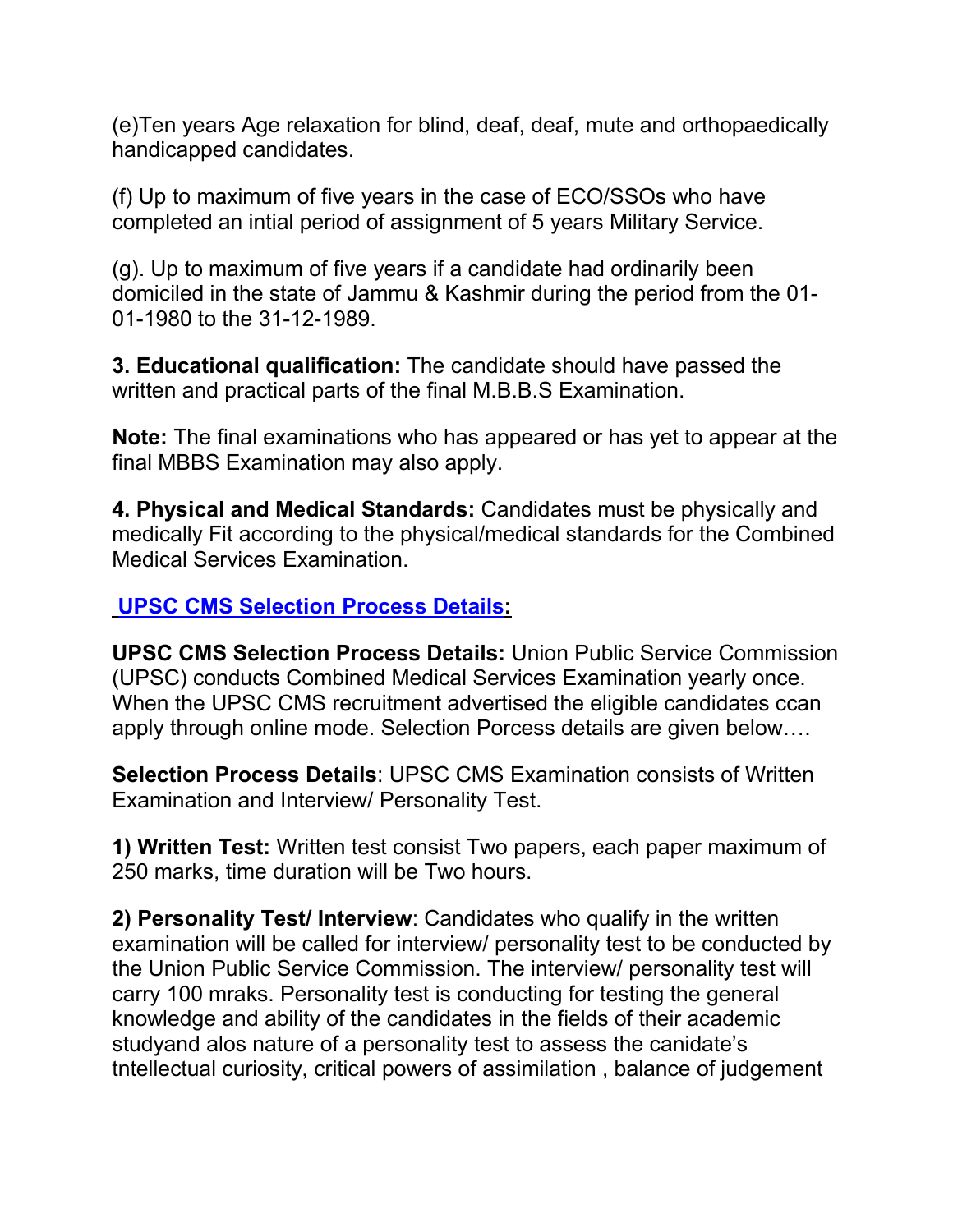(e)Ten years Age relaxation for blind, deaf, deaf, mute and orthopaedically handicapped candidates.

(f) Up to maximum of five years in the case of ECO/SSOs who have completed an intial period of assignment of 5 years Military Service.

(g). Up to maximum of five years if a candidate had ordinarily been domiciled in the state of Jammu & Kashmir during the period from the 01-01-1980 to the 31-12-1989.

**3. Educational qualification:** The candidate should have passed the written and practical parts of the final M.B.B.S Examination.

**Note:** The final examinations who has appeared or has yet to appear at the final MBBS Examination may also apply.

**4. Physical and Medical Standards:** Candidates must be physically and medically Fit according to the physical/medical standards for the Combined Medical Services Examination.

**UPSC CMS Selection Process Details:**

**UPSC CMS Selection Process Details:** Union Public Service Commission (UPSC) conducts Combined Medical Services Examination yearly once. When the UPSC CMS recruitment advertised the eligible candidates ccan apply through online mode. Selection Porcess details are given below….

**Selection Process Details**: UPSC CMS Examination consists of Written Examination and Interview/ Personality Test.

**1) Written Test:** Written test consist Two papers, each paper maximum of 250 marks, time duration will be Two hours.

**2) Personality Test/ Interview**: Candidates who qualify in the written examination will be called for interview/ personality test to be conducted by the Union Public Service Commission. The interview/ personality test will carry 100 mraks. Personality test is conducting for testing the general knowledge and ability of the candidates in the fields of their academic studyand alos nature of a personality test to assess the canidate's tntellectual curiosity, critical powers of assimilation , balance of judgement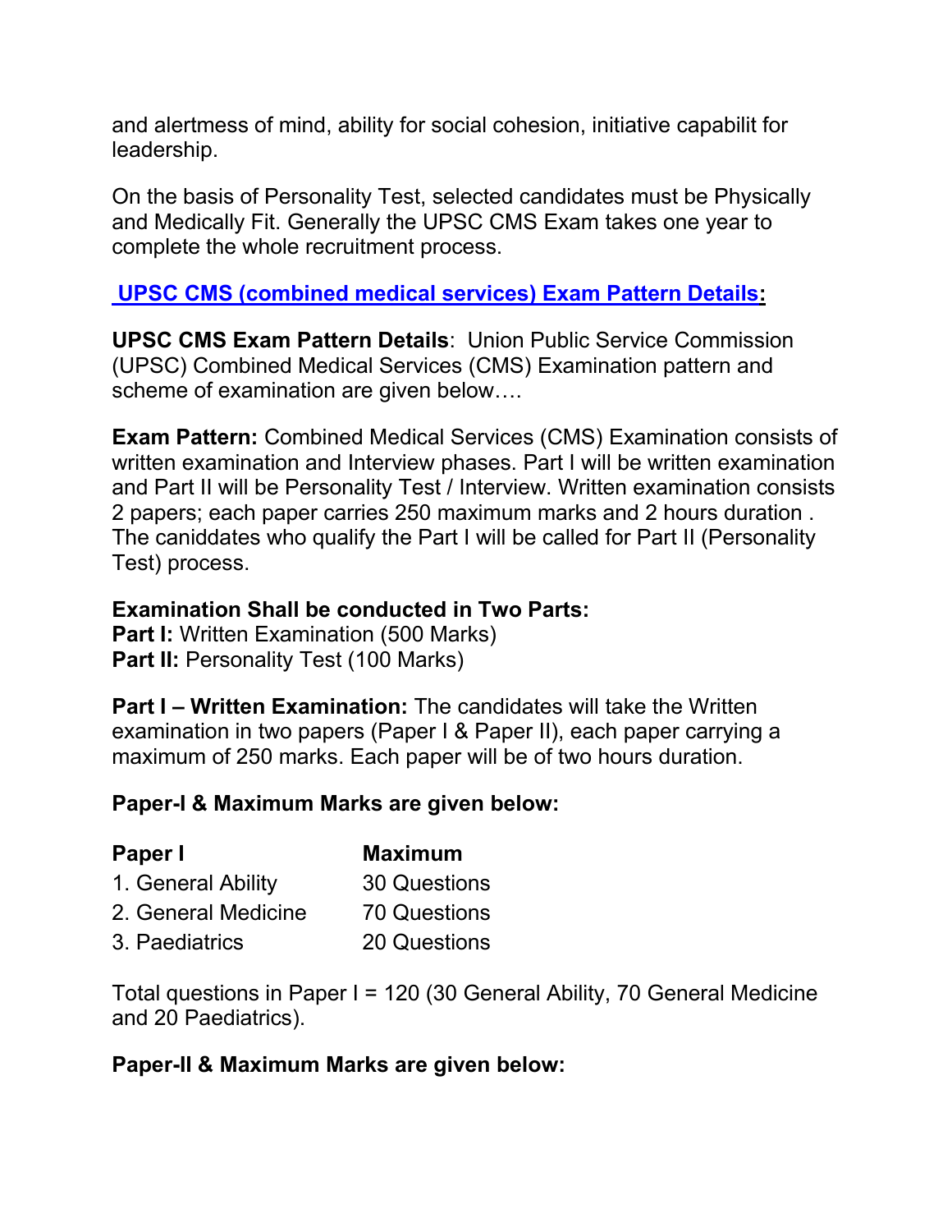and alertmess of mind, ability for social cohesion, initiative capabilit for leadership.

On the basis of Personality Test, selected candidates must be Physically and Medically Fit. Generally the UPSC CMS Exam takes one year to complete the whole recruitment process.

## UPSC CMS (combined medical services) Exam Pattern Details:

**UPSC CMS Exam Pattern Details**: Union Public Service Commission (UPSC) Combined Medical Services (CMS) Examination pattern and scheme of examination are given below….

**Exam Pattern:** Combined Medical Services (CMS) Examination consists of written examination and Interview phases. Part I will be written examination and Part II will be Personality Test / Interview. Written examination consists 2 papers; each paper carries 250 maximum marks and 2 hours duration . The caniddates who qualify the Part I will be called for Part II (Personality Test) process.

**Examination Shall be conducted in Two Parts:**
**Part I:** Written Examination (500 Marks)
**Part II:** Personality Test (100 Marks)

**Part I – Written Examination:** The candidates will take the Written examination in two papers (Paper I & Paper II), each paper carrying a maximum of 250 marks. Each paper will be of two hours duration.

**Paper-I & Maximum Marks are given below:**

| Paper I | Maximum |
|---|---|
| 1. General Ability | 30 Questions |
| 2. General Medicine | 70 Questions |
| 3. Paediatrics | 20 Questions |

Total questions in Paper I = 120 (30 General Ability, 70 General Medicine and 20 Paediatrics).

**Paper-II & Maximum Marks are given below:**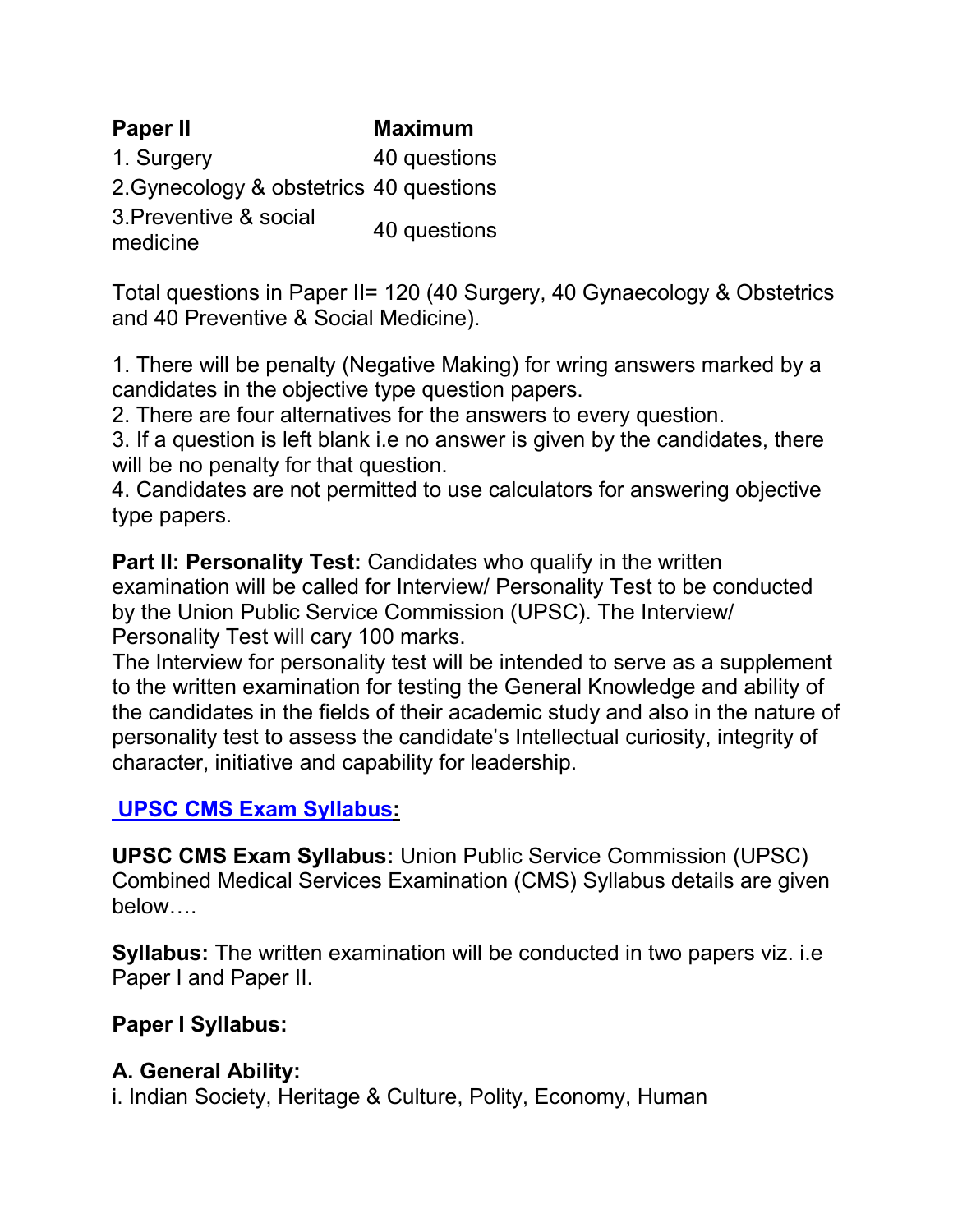| Paper II | Maximum |
| --- | --- |
| 1. Surgery | 40 questions |
| 2.Gynecology & obstetrics | 40 questions |
| 3.Preventive & social medicine | 40 questions |

Total questions in Paper II= 120 (40 Surgery, 40 Gynaecology & Obstetrics and 40 Preventive & Social Medicine).

1. There will be penalty (Negative Making) for wring answers marked by a candidates in the objective type question papers.
2. There are four alternatives for the answers to every question.
3. If a question is left blank i.e no answer is given by the candidates, there will be no penalty for that question.
4. Candidates are not permitted to use calculators for answering objective type papers.

**Part II: Personality Test:** Candidates who qualify in the written examination will be called for Interview/ Personality Test to be conducted by the Union Public Service Commission (UPSC). The Interview/ Personality Test will cary 100 marks.
The Interview for personality test will be intended to serve as a supplement to the written examination for testing the General Knowledge and ability of the candidates in the fields of their academic study and also in the nature of personality test to assess the candidate's Intellectual curiosity, integrity of character, initiative and capability for leadership.

**UPSC CMS Exam Syllabus:**

**UPSC CMS Exam Syllabus:** Union Public Service Commission (UPSC) Combined Medical Services Examination (CMS) Syllabus details are given below….

**Syllabus:** The written examination will be conducted in two papers viz. i.e Paper I and Paper II.

**Paper I Syllabus:**

**A. General Ability:**
i. Indian Society, Heritage & Culture, Polity, Economy, Human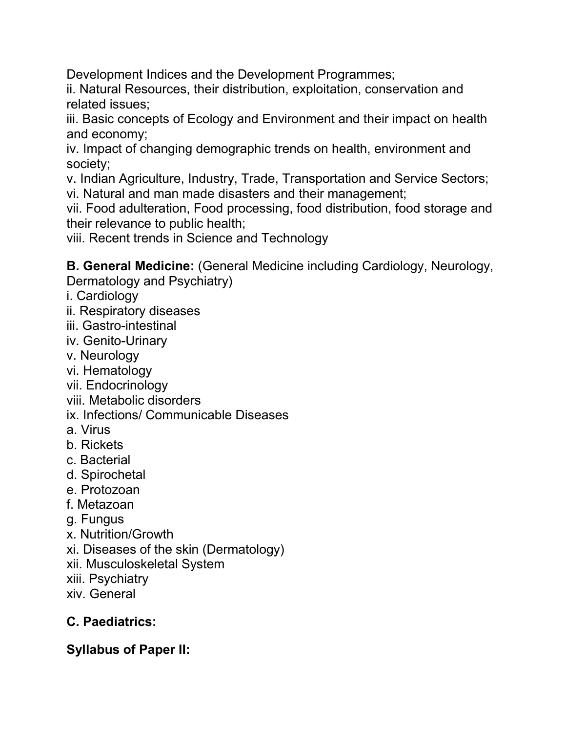Development Indices and the Development Programmes;
ii. Natural Resources, their distribution, exploitation, conservation and related issues;
iii. Basic concepts of Ecology and Environment and their impact on health and economy;
iv. Impact of changing demographic trends on health, environment and society;
v. Indian Agriculture, Industry, Trade, Transportation and Service Sectors;
vi. Natural and man made disasters and their management;
vii. Food adulteration, Food processing, food distribution, food storage and their relevance to public health;
viii. Recent trends in Science and Technology

**B. General Medicine:** (General Medicine including Cardiology, Neurology, Dermatology and Psychiatry)
i. Cardiology
ii. Respiratory diseases
iii. Gastro-intestinal
iv. Genito-Urinary
v. Neurology
vi. Hematology
vii. Endocrinology
viii. Metabolic disorders
ix. Infections/ Communicable Diseases
a. Virus
b. Rickets
c. Bacterial
d. Spirochetal
e. Protozoan
f. Metazoan
g. Fungus
x. Nutrition/Growth
xi. Diseases of the skin (Dermatology)
xii. Musculoskeletal System
xiii. Psychiatry
xiv. General

## C. Paediatrics:

## Syllabus of Paper II: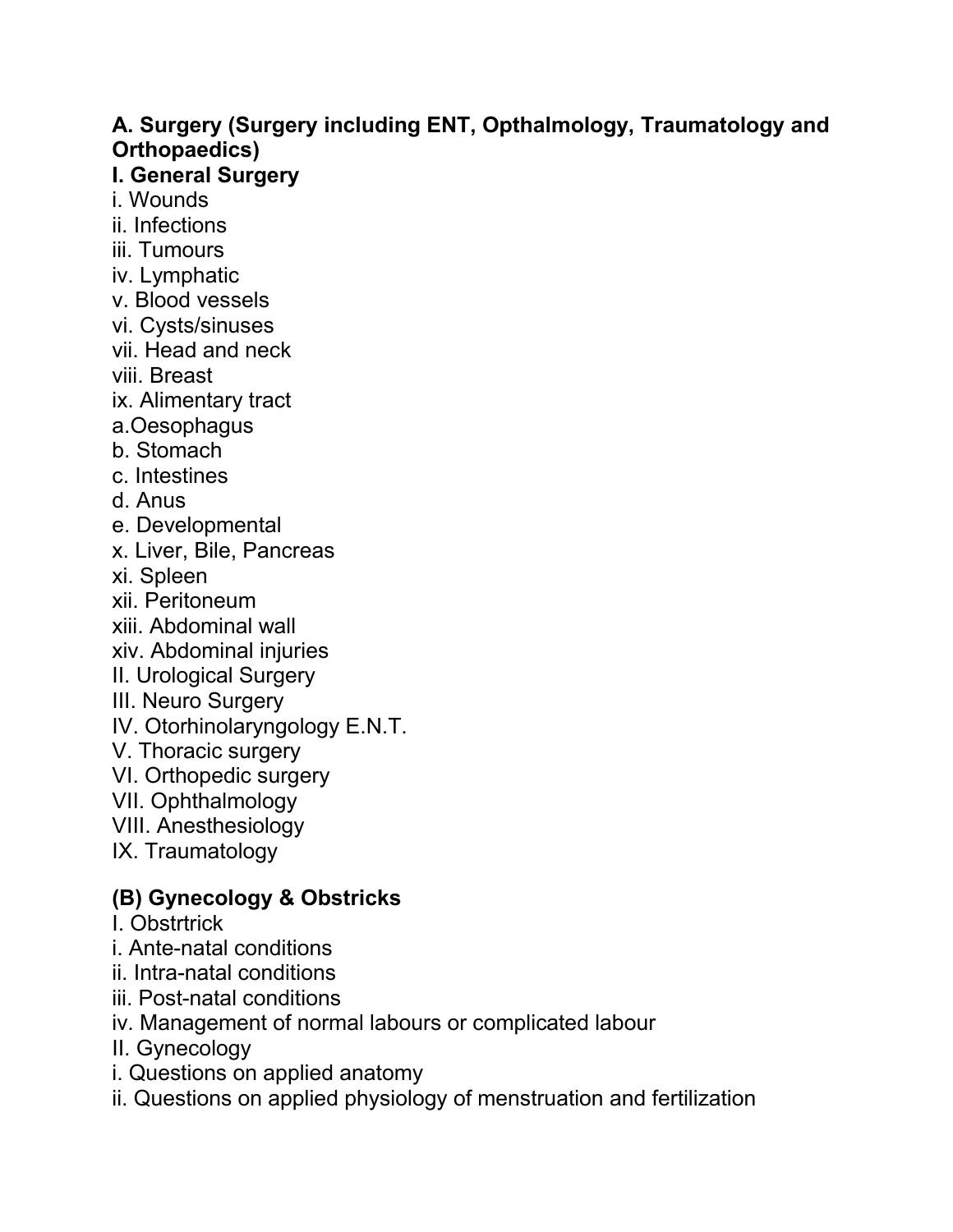**A. Surgery (Surgery including ENT, Opthalmology, Traumatology and Orthopaedics)**

**I. General Surgery**

i. Wounds
ii. Infections
iii. Tumours
iv. Lymphatic
v. Blood vessels
vi. Cysts/sinuses
vii. Head and neck
viii. Breast
ix. Alimentary tract
a.Oesophagus
b. Stomach
c. Intestines
d. Anus
e. Developmental
x. Liver, Bile, Pancreas
xi. Spleen
xii. Peritoneum
xiii. Abdominal wall
xiv. Abdominal injuries
II. Urological Surgery
III. Neuro Surgery
IV. Otorhinolaryngology E.N.T.
V. Thoracic surgery
VI. Orthopedic surgery
VII. Ophthalmology
VIII. Anesthesiology
IX. Traumatology

**(B) Gynecology & Obstricks**

I. Obstrtrick
i. Ante-natal conditions
ii. Intra-natal conditions
iii. Post-natal conditions
iv. Management of normal labours or complicated labour
II. Gynecology
i. Questions on applied anatomy
ii. Questions on applied physiology of menstruation and fertilization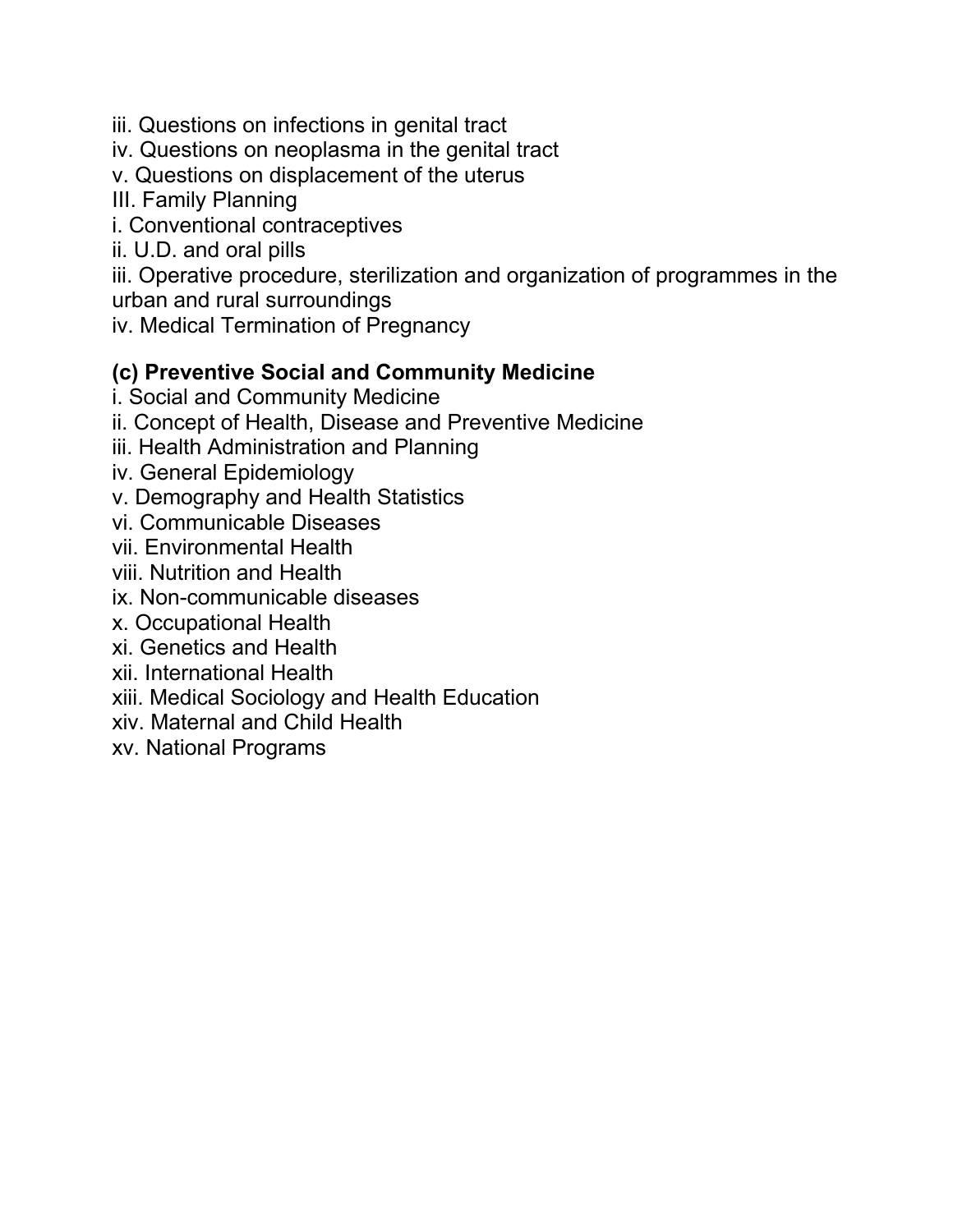iii. Questions on infections in genital tract
iv. Questions on neoplasma in the genital tract
v. Questions on displacement of the uterus
III. Family Planning
i. Conventional contraceptives
ii. U.D. and oral pills
iii. Operative procedure, sterilization and organization of programmes in the urban and rural surroundings
iv. Medical Termination of Pregnancy

**(c) Preventive Social and Community Medicine**
i. Social and Community Medicine
ii. Concept of Health, Disease and Preventive Medicine
iii. Health Administration and Planning
iv. General Epidemiology
v. Demography and Health Statistics
vi. Communicable Diseases
vii. Environmental Health
viii. Nutrition and Health
ix. Non-communicable diseases
x. Occupational Health
xi. Genetics and Health
xii. International Health
xiii. Medical Sociology and Health Education
xiv. Maternal and Child Health
xv. National Programs